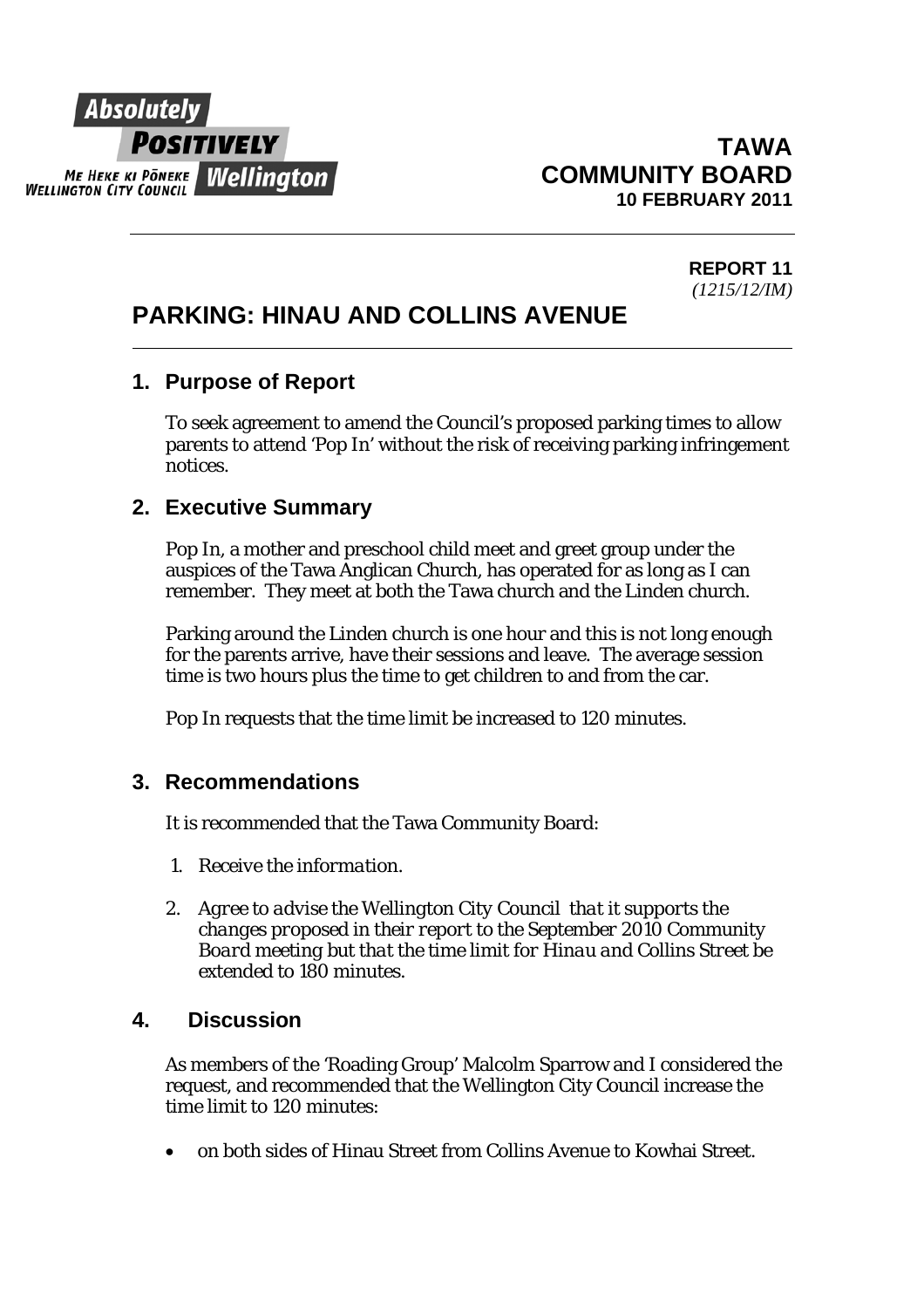Absolutely **POSITIVELY** Wellington
ME HEKE KI PŌNEKE
WELLINGTON CITY COUNCIL

**TAWA COMMUNITY BOARD**
**10 FEBRUARY 2011**

**REPORT 11**
*(1215/12/IM)*

# PARKING: HINAU AND COLLINS AVENUE

## 1. Purpose of Report

To seek agreement to amend the Council's proposed parking times to allow parents to attend 'Pop In' without the risk of receiving parking infringement notices.

## 2. Executive Summary

Pop In, a mother and preschool child meet and greet group under the auspices of the Tawa Anglican Church, has operated for as long as I can remember. They meet at both the Tawa church and the Linden church.

Parking around the Linden church is one hour and this is not long enough for the parents arrive, have their sessions and leave. The average session time is two hours plus the time to get children to and from the car.

Pop In requests that the time limit be increased to 120 minutes.

## 3. Recommendations

It is recommended that the Tawa Community Board:

1. *Receive the information.*
2. *Agree to advise the Wellington City Council that it supports the changes proposed in their report to the September 2010 Community Board meeting but that the time limit for Hinau and Collins Street be extended to 180 minutes.*

## 4. Discussion

As members of the 'Roading Group' Malcolm Sparrow and I considered the request, and recommended that the Wellington City Council increase the time limit to 120 minutes:

- on both sides of Hinau Street from Collins Avenue to Kowhai Street.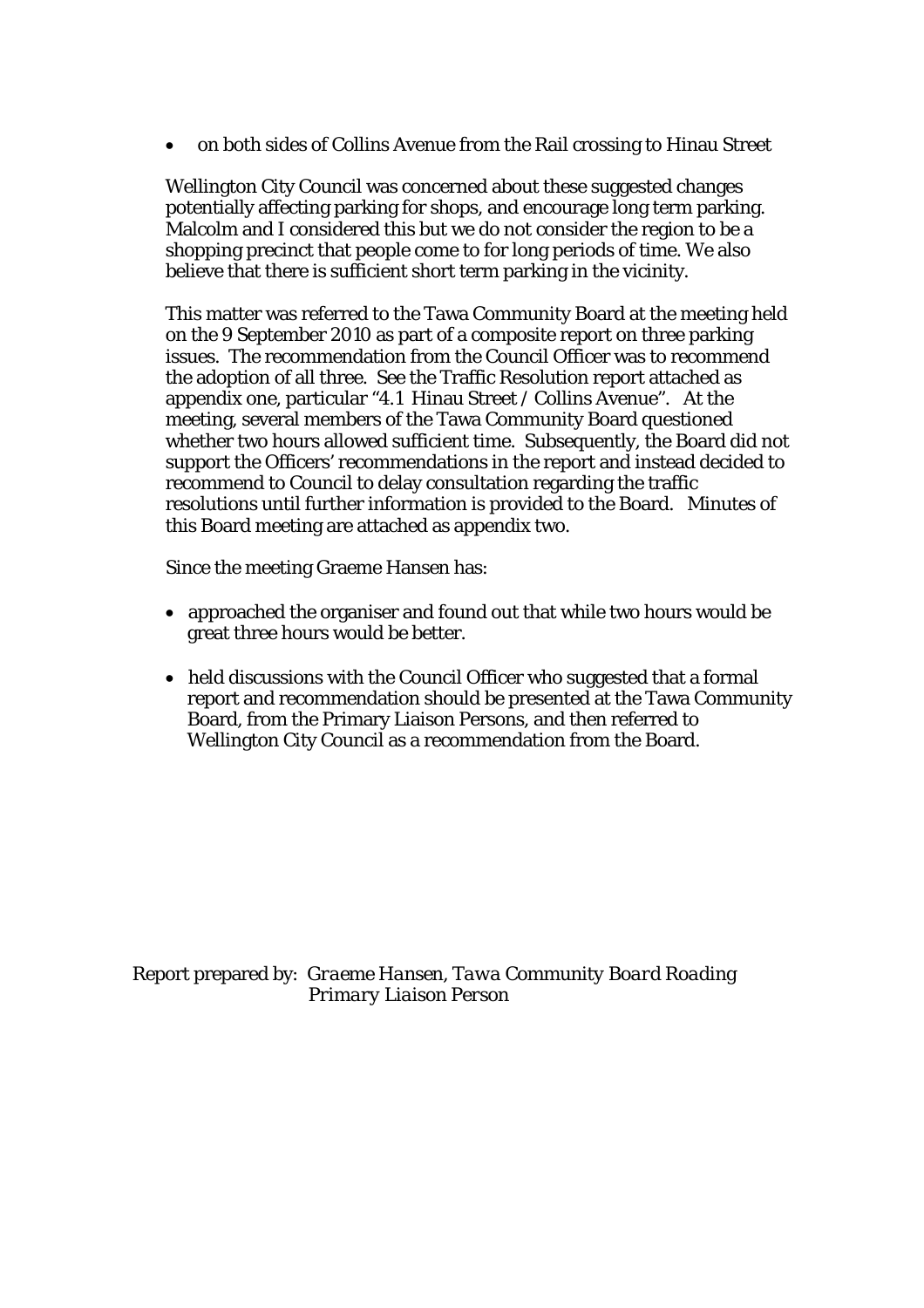- on both sides of Collins Avenue from the Rail crossing to Hinau Street

Wellington City Council was concerned about these suggested changes potentially affecting parking for shops, and encourage long term parking. Malcolm and I considered this but we do not consider the region to be a shopping precinct that people come to for long periods of time. We also believe that there is sufficient short term parking in the vicinity.

This matter was referred to the Tawa Community Board at the meeting held on the 9 September 2010 as part of a composite report on three parking issues. The recommendation from the Council Officer was to recommend the adoption of all three. See the Traffic Resolution report attached as appendix one, particular "4.1 Hinau Street / Collins Avenue". At the meeting, several members of the Tawa Community Board questioned whether two hours allowed sufficient time. Subsequently, the Board did not support the Officers' recommendations in the report and instead decided to recommend to Council to delay consultation regarding the traffic resolutions until further information is provided to the Board. Minutes of this Board meeting are attached as appendix two.

Since the meeting Graeme Hansen has:

- approached the organiser and found out that while two hours would be great three hours would be better.
- held discussions with the Council Officer who suggested that a formal report and recommendation should be presented at the Tawa Community Board, from the Primary Liaison Persons, and then referred to Wellington City Council as a recommendation from the Board.

Report prepared by: *Graeme Hansen, Tawa Community Board Roading Primary Liaison Person*